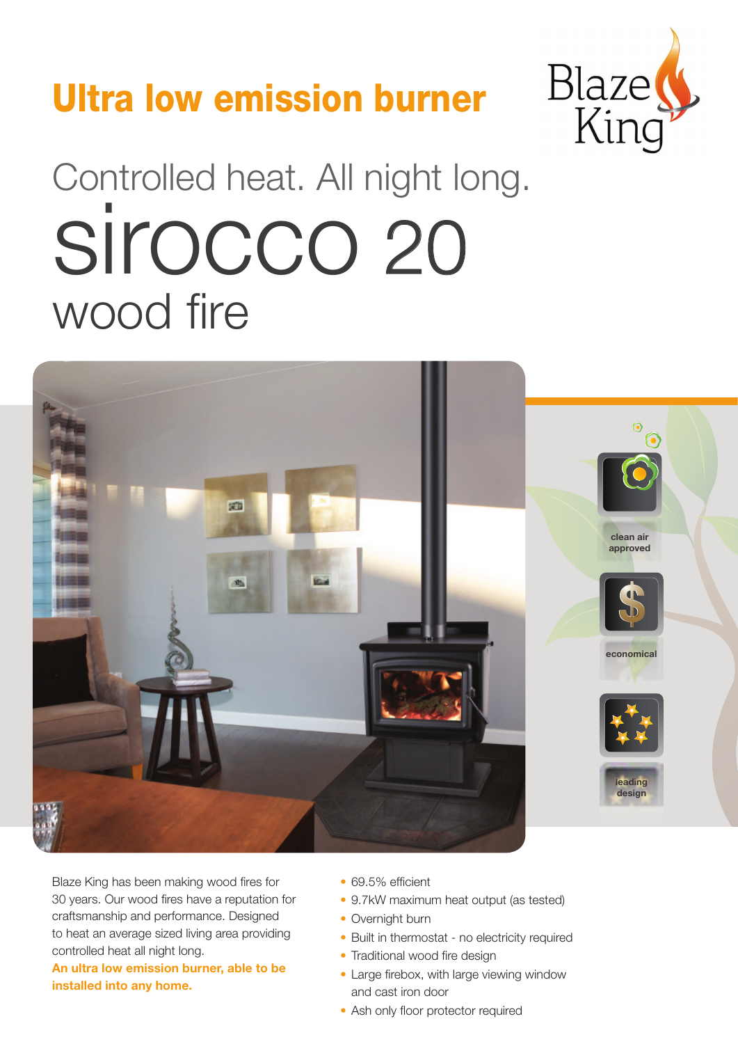# Ultra low emission burner

Blaze King

## Controlled heat. All night long.

# sirocco 20

## wood fire

clean air approved

economical

leading design

Blaze King has been making wood fires for 30 years. Our wood fires have a reputation for craftsmanship and performance. Designed to heat an average sized living area providing controlled heat all night long.

**An ultra low emission burner, able to be installed into any home.**

- 69.5% efficient
- 9.7kW maximum heat output (as tested)
- Overnight burn
- Built in thermostat - no electricity required
- Traditional wood fire design
- Large firebox, with large viewing window and cast iron door
- Ash only floor protector required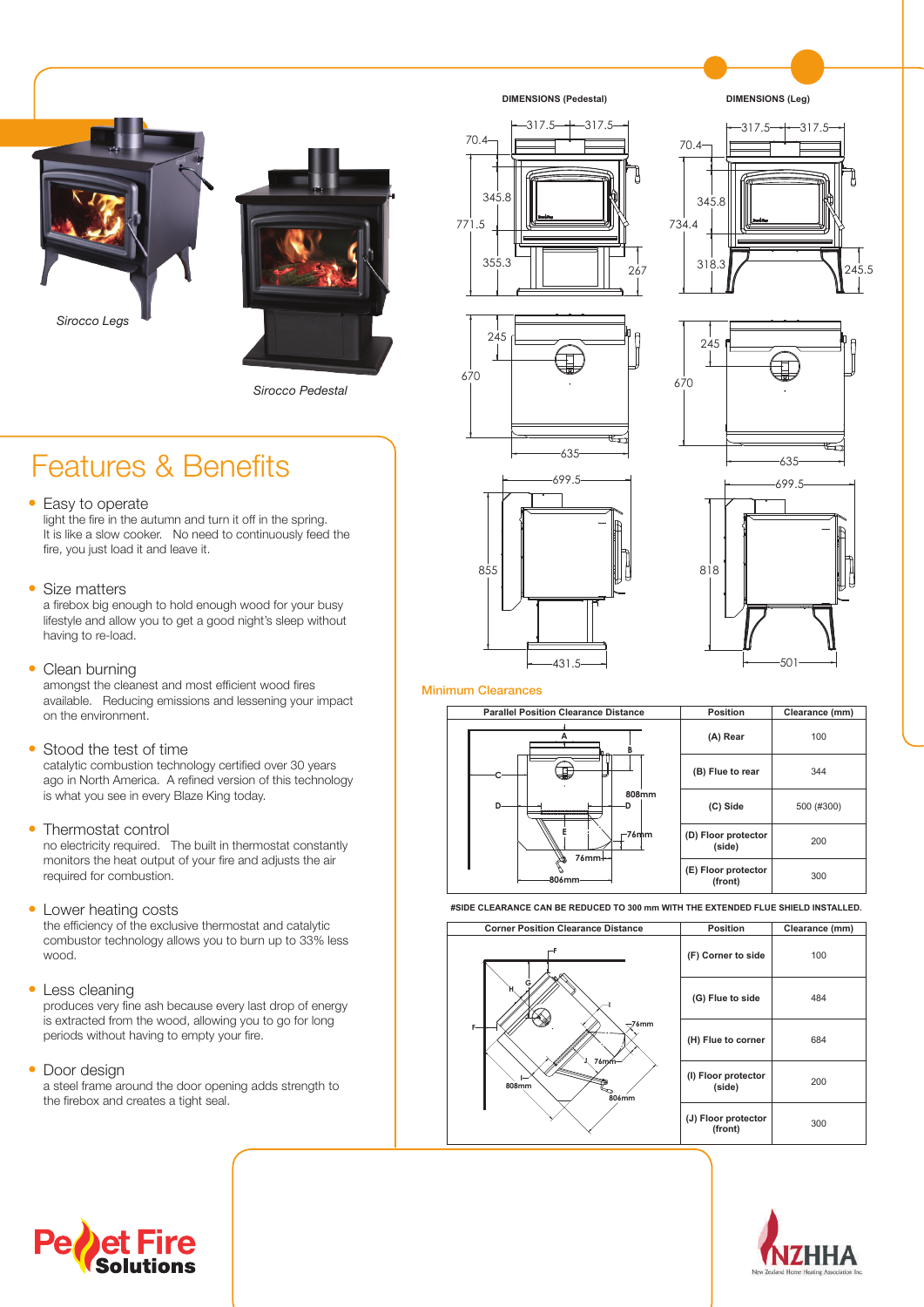Sirocco Legs

Sirocco Pedestal

DIMENSIONS (Pedestal)

317.5 317.5 70.4 345.8 771.5 355.3 267 245 670 635 699.5 855 431.5

DIMENSIONS (Leg)

317.5 317.5 70.4 345.8 734.4 318.3 245.5 245 670 635 699.5 818 501

# Features & Benefits

- **Easy to operate**
  light the fire in the autumn and turn it off in the spring. It is like a slow cooker. No need to continuously feed the fire, you just load it and leave it.
- **Size matters**
  a firebox big enough to hold enough wood for your busy lifestyle and allow you to get a good night's sleep without having to re-load.
- **Clean burning**
  amongst the cleanest and most efficient wood fires available. Reducing emissions and lessening your impact on the environment.
- **Stood the test of time**
  catalytic combustion technology certified over 30 years ago in North America. A refined version of this technology is what you see in every Blaze King today.
- **Thermostat control**
  no electricity required. The built in thermostat constantly monitors the heat output of your fire and adjusts the air required for combustion.
- **Lower heating costs**
  the efficiency of the exclusive thermostat and catalytic combustor technology allows you to burn up to 33% less wood.
- **Less cleaning**
  produces very fine ash because every last drop of energy is extracted from the wood, allowing you to go for long periods without having to empty your fire.
- **Door design**
  a steel frame around the door opening adds strength to the firebox and creates a tight seal.

## Minimum Clearances

| Parallel Position Clearance Distance | Position | Clearance (mm) |
|---|---|---|
| A, B, C, D, 808mm, E, 76mm, 76mm, 806mm | (A) Rear | 100 |
| | (B) Flue to rear | 344 |
| | (C) Side | 500 (#300) |
| | (D) Floor protector (side) | 200 |
| | (E) Floor protector (front) | 300 |

#SIDE CLEARANCE CAN BE REDUCED TO 300 mm WITH THE EXTENDED FLUE SHIELD INSTALLED.

| Corner Position Clearance Distance | Position | Clearance (mm) |
|---|---|---|
| F, G, H, I, J, 76mm, 76mm, 808mm, 806mm | (F) Corner to side | 100 |
| | (G) Flue to side | 484 |
| | (H) Flue to corner | 684 |
| | (I) Floor protector (side) | 200 |
| | (J) Floor protector (front) | 300 |

Pellet Fire Solutions

NZHHA
New Zealand Home Heating Association Inc.